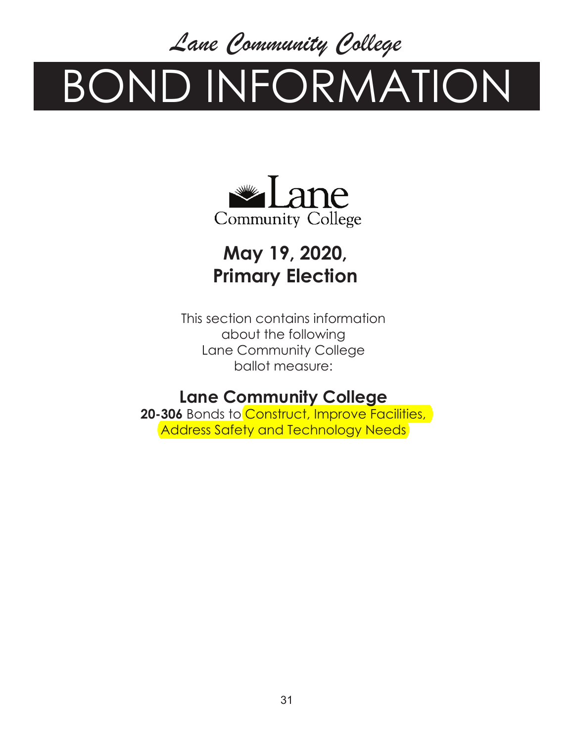*Lane Community College*

# BOND INFORMATION

Lane Community College

## May 19, 2020, Primary Election

This section contains information about the following Lane Community College ballot measure:

### Lane Community College

**20-306** Bonds to Construct, Improve Facilities, Address Safety and Technology Needs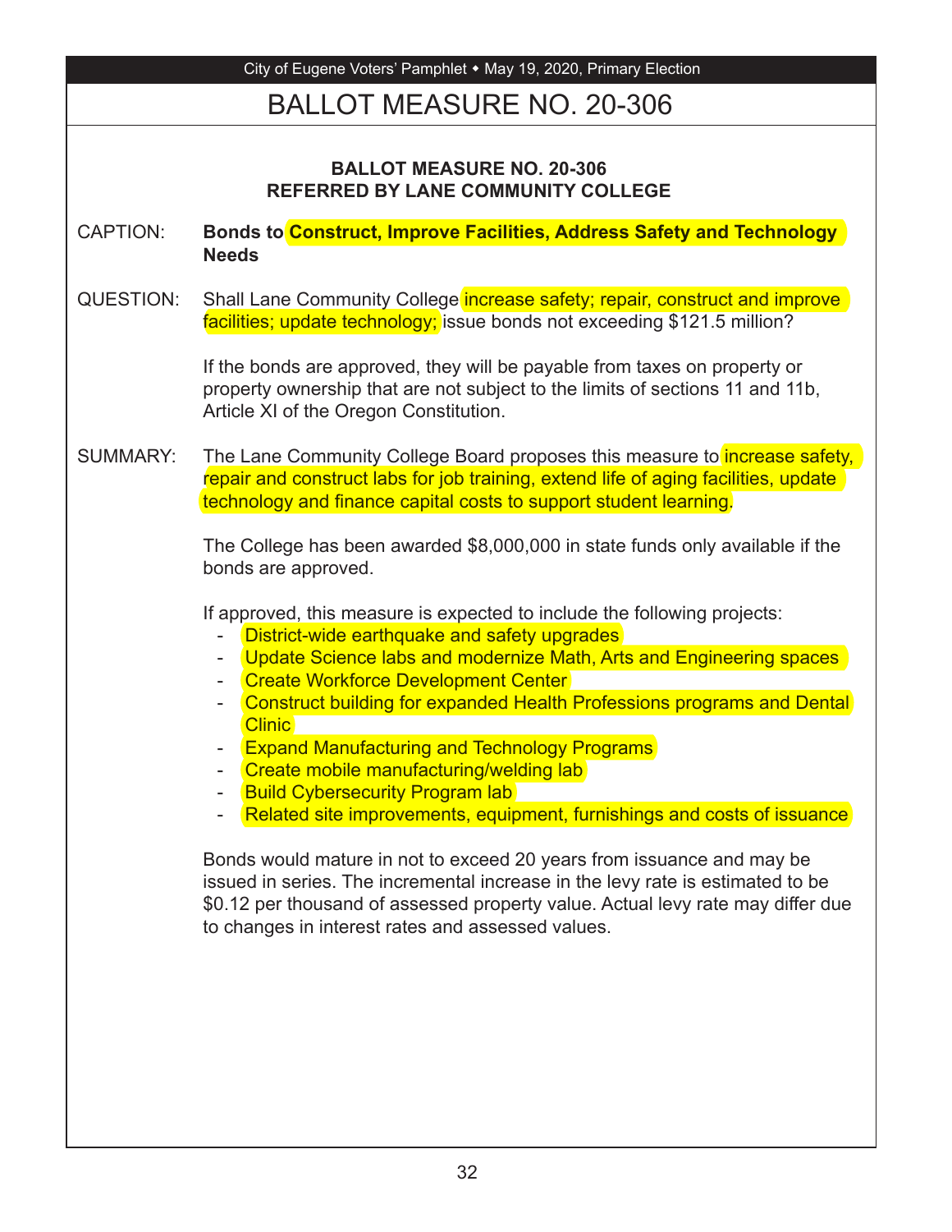# BALLOT MEASURE NO. 20-306

**BALLOT MEASURE NO. 20-306**
**REFERRED BY LANE COMMUNITY COLLEGE**

CAPTION: **Bonds to Construct, Improve Facilities, Address Safety and Technology Needs**

QUESTION: Shall Lane Community College increase safety; repair, construct and improve facilities; update technology; issue bonds not exceeding $121.5 million?

If the bonds are approved, they will be payable from taxes on property or property ownership that are not subject to the limits of sections 11 and 11b, Article XI of the Oregon Constitution.

SUMMARY: The Lane Community College Board proposes this measure to increase safety, repair and construct labs for job training, extend life of aging facilities, update technology and finance capital costs to support student learning.

The College has been awarded $8,000,000 in state funds only available if the bonds are approved.

If approved, this measure is expected to include the following projects:

- District-wide earthquake and safety upgrades
- Update Science labs and modernize Math, Arts and Engineering spaces
- Create Workforce Development Center
- Construct building for expanded Health Professions programs and Dental Clinic
- Expand Manufacturing and Technology Programs
- Create mobile manufacturing/welding lab
- Build Cybersecurity Program lab
- Related site improvements, equipment, furnishings and costs of issuance

Bonds would mature in not to exceed 20 years from issuance and may be issued in series. The incremental increase in the levy rate is estimated to be $0.12 per thousand of assessed property value. Actual levy rate may differ due to changes in interest rates and assessed values.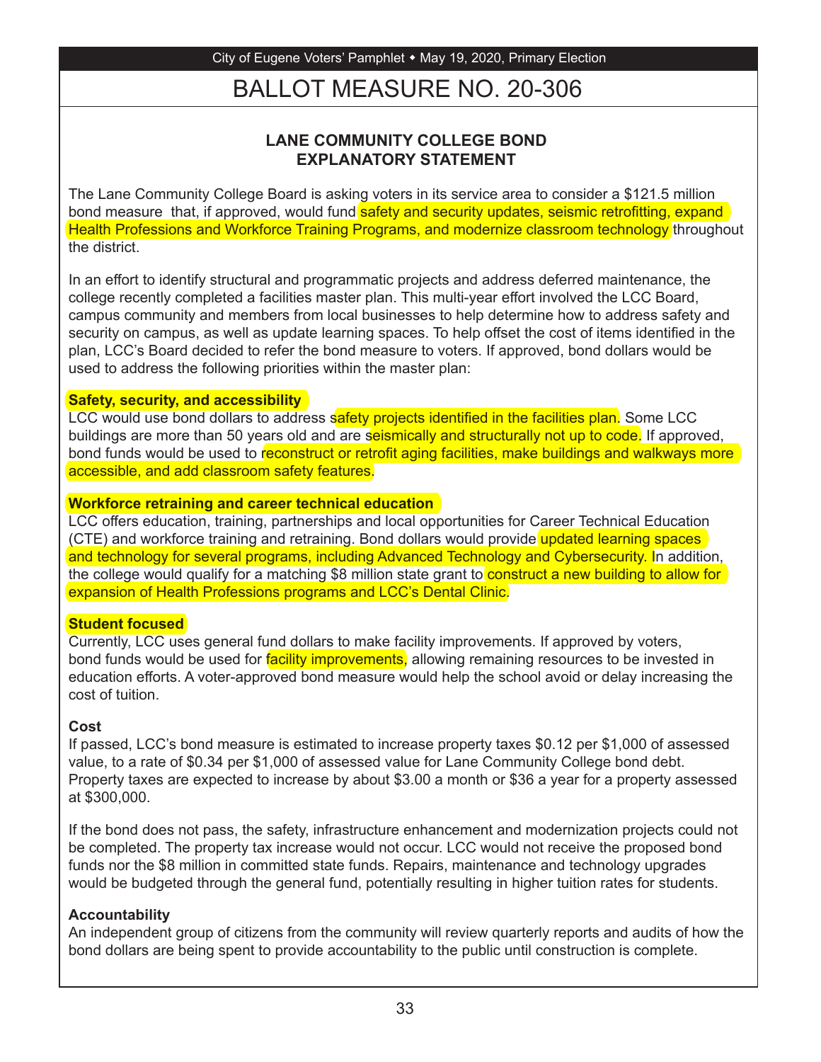# BALLOT MEASURE NO. 20-306

## LANE COMMUNITY COLLEGE BOND EXPLANATORY STATEMENT

The Lane Community College Board is asking voters in its service area to consider a $121.5 million bond measure that, if approved, would fund safety and security updates, seismic retrofitting, expand Health Professions and Workforce Training Programs, and modernize classroom technology throughout the district.

In an effort to identify structural and programmatic projects and address deferred maintenance, the college recently completed a facilities master plan. This multi-year effort involved the LCC Board, campus community and members from local businesses to help determine how to address safety and security on campus, as well as update learning spaces. To help offset the cost of items identified in the plan, LCC's Board decided to refer the bond measure to voters. If approved, bond dollars would be used to address the following priorities within the master plan:

**Safety, security, and accessibility**

LCC would use bond dollars to address safety projects identified in the facilities plan. Some LCC buildings are more than 50 years old and are seismically and structurally not up to code. If approved, bond funds would be used to reconstruct or retrofit aging facilities, make buildings and walkways more accessible, and add classroom safety features.

**Workforce retraining and career technical education**

LCC offers education, training, partnerships and local opportunities for Career Technical Education (CTE) and workforce training and retraining. Bond dollars would provide updated learning spaces and technology for several programs, including Advanced Technology and Cybersecurity. In addition, the college would qualify for a matching $8 million state grant to construct a new building to allow for expansion of Health Professions programs and LCC's Dental Clinic.

**Student focused**

Currently, LCC uses general fund dollars to make facility improvements. If approved by voters, bond funds would be used for facility improvements, allowing remaining resources to be invested in education efforts. A voter-approved bond measure would help the school avoid or delay increasing the cost of tuition.

**Cost**

If passed, LCC's bond measure is estimated to increase property taxes $0.12 per $1,000 of assessed value, to a rate of $0.34 per $1,000 of assessed value for Lane Community College bond debt. Property taxes are expected to increase by about $3.00 a month or $36 a year for a property assessed at $300,000.

If the bond does not pass, the safety, infrastructure enhancement and modernization projects could not be completed. The property tax increase would not occur. LCC would not receive the proposed bond funds nor the $8 million in committed state funds. Repairs, maintenance and technology upgrades would be budgeted through the general fund, potentially resulting in higher tuition rates for students.

**Accountability**

An independent group of citizens from the community will review quarterly reports and audits of how the bond dollars are being spent to provide accountability to the public until construction is complete.